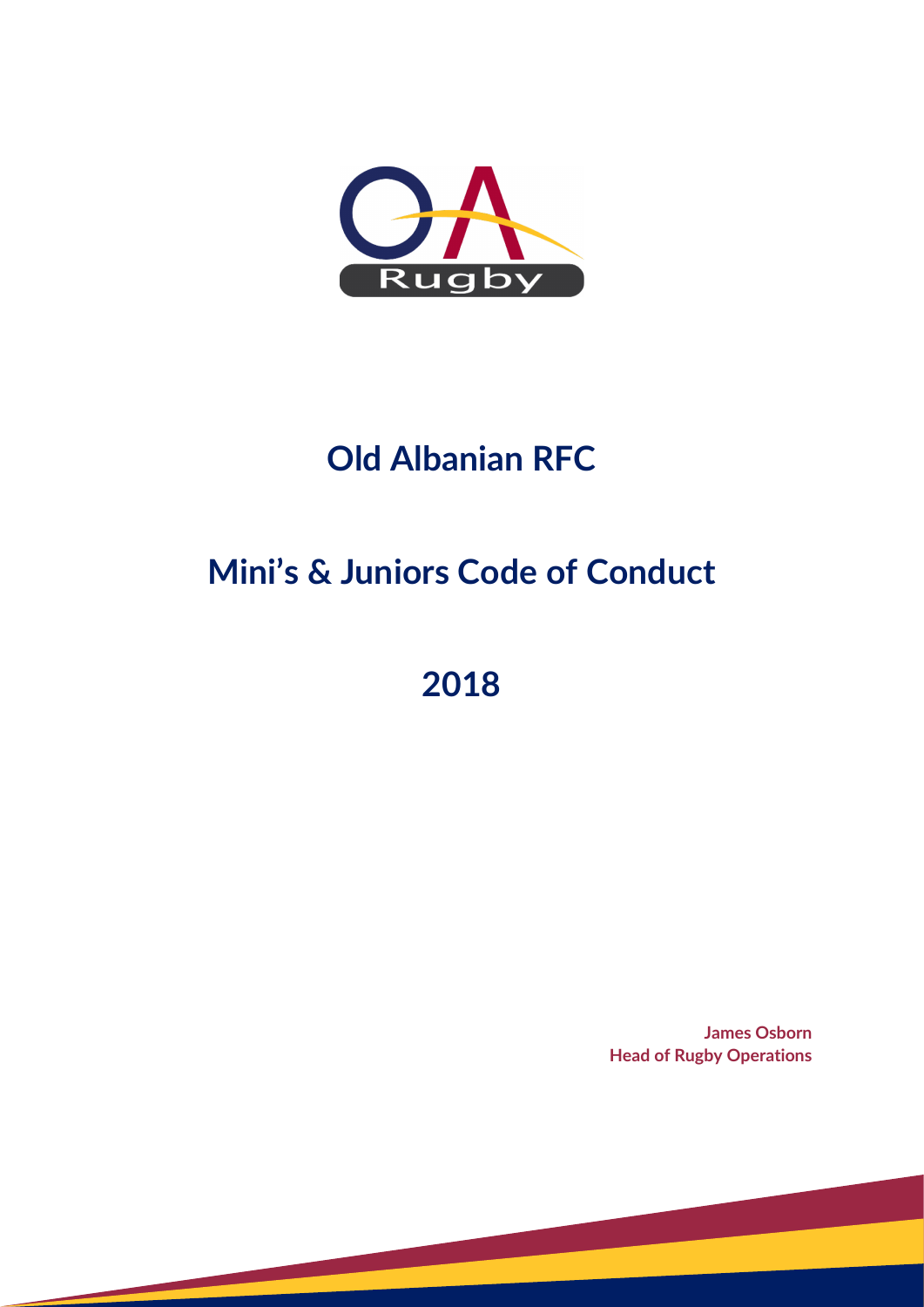# Old Albanian RFC

# Mini's & Juniors Code of Conduct

# 2018

**James Osborn**
**Head of Rugby Operations**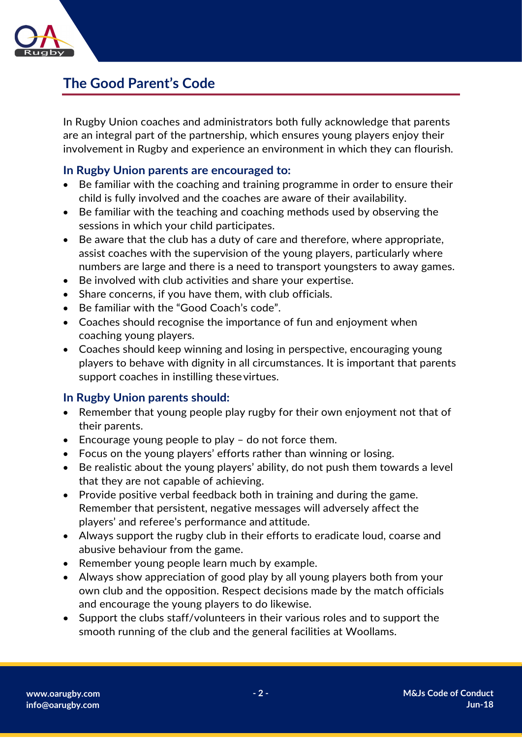## The Good Parent's Code

In Rugby Union coaches and administrators both fully acknowledge that parents are an integral part of the partnership, which ensures young players enjoy their involvement in Rugby and experience an environment in which they can flourish.

### In Rugby Union parents are encouraged to:

- Be familiar with the coaching and training programme in order to ensure their child is fully involved and the coaches are aware of their availability.
- Be familiar with the teaching and coaching methods used by observing the sessions in which your child participates.
- Be aware that the club has a duty of care and therefore, where appropriate, assist coaches with the supervision of the young players, particularly where numbers are large and there is a need to transport youngsters to away games.
- Be involved with club activities and share your expertise.
- Share concerns, if you have them, with club officials.
- Be familiar with the "Good Coach's code".
- Coaches should recognise the importance of fun and enjoyment when coaching young players.
- Coaches should keep winning and losing in perspective, encouraging young players to behave with dignity in all circumstances. It is important that parents support coaches in instilling these virtues.

### In Rugby Union parents should:

- Remember that young people play rugby for their own enjoyment not that of their parents.
- Encourage young people to play – do not force them.
- Focus on the young players' efforts rather than winning or losing.
- Be realistic about the young players' ability, do not push them towards a level that they are not capable of achieving.
- Provide positive verbal feedback both in training and during the game. Remember that persistent, negative messages will adversely affect the players' and referee's performance and attitude.
- Always support the rugby club in their efforts to eradicate loud, coarse and abusive behaviour from the game.
- Remember young people learn much by example.
- Always show appreciation of good play by all young players both from your own club and the opposition. Respect decisions made by the match officials and encourage the young players to do likewise.
- Support the clubs staff/volunteers in their various roles and to support the smooth running of the club and the general facilities at Woollams.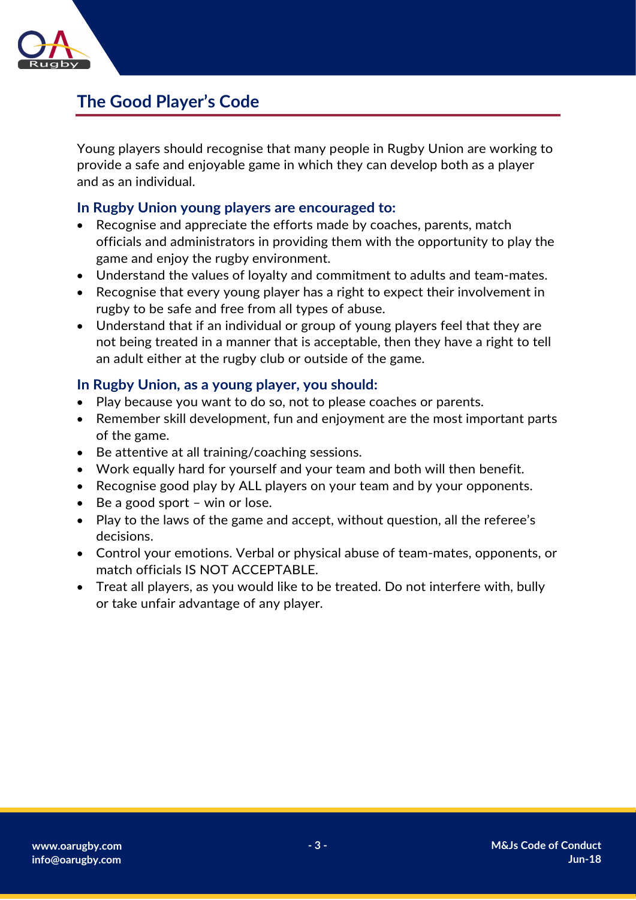## The Good Player's Code

Young players should recognise that many people in Rugby Union are working to provide a safe and enjoyable game in which they can develop both as a player and as an individual.

### In Rugby Union young players are encouraged to:

- Recognise and appreciate the efforts made by coaches, parents, match officials and administrators in providing them with the opportunity to play the game and enjoy the rugby environment.
- Understand the values of loyalty and commitment to adults and team-mates.
- Recognise that every young player has a right to expect their involvement in rugby to be safe and free from all types of abuse.
- Understand that if an individual or group of young players feel that they are not being treated in a manner that is acceptable, then they have a right to tell an adult either at the rugby club or outside of the game.

### In Rugby Union, as a young player, you should:

- Play because you want to do so, not to please coaches or parents.
- Remember skill development, fun and enjoyment are the most important parts of the game.
- Be attentive at all training/coaching sessions.
- Work equally hard for yourself and your team and both will then benefit.
- Recognise good play by ALL players on your team and by your opponents.
- Be a good sport – win or lose.
- Play to the laws of the game and accept, without question, all the referee's decisions.
- Control your emotions. Verbal or physical abuse of team-mates, opponents, or match officials IS NOT ACCEPTABLE.
- Treat all players, as you would like to be treated. Do not interfere with, bully or take unfair advantage of any player.